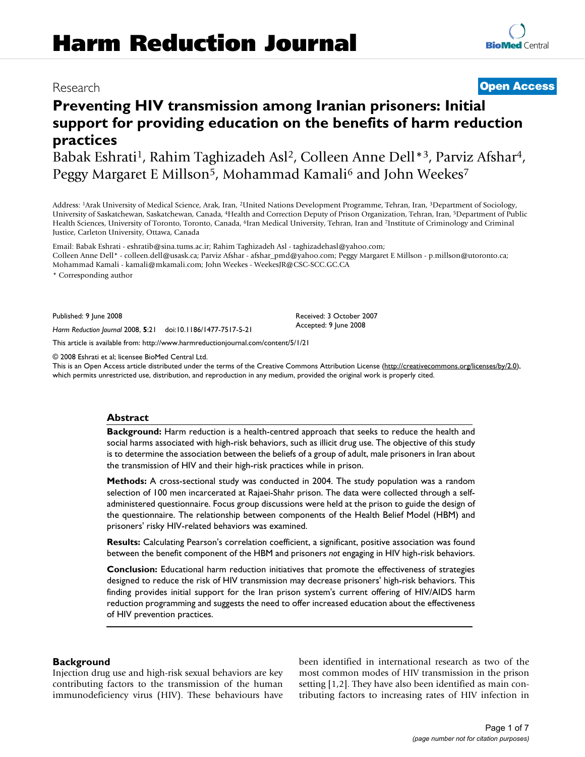# Harm Reduction Journal

Research

Open Access

## Preventing HIV transmission among Iranian prisoners: Initial support for providing education on the benefits of harm reduction practices

Babak Eshrati[1], Rahim Taghizadeh Asl[2], Colleen Anne Dell*[3], Parviz Afshar[4], Peggy Margaret E Millson[5], Mohammad Kamali[6] and John Weekes[7]

Address: [1]Arak University of Medical Science, Arak, Iran, [2]United Nations Development Programme, Tehran, Iran, [3]Department of Sociology, University of Saskatchewan, Saskatchewan, Canada, [4]Health and Correction Deputy of Prison Organization, Tehran, Iran, [5]Department of Public Health Sciences, University of Toronto, Toronto, Canada, [6]Iran Medical University, Tehran, Iran and [7]Institute of Criminology and Criminal Justice, Carleton University, Ottawa, Canada

Email: Babak Eshrati - eshratib@sina.tums.ac.ir; Rahim Taghizadeh Asl - taghizadehasl@yahoo.com; Colleen Anne Dell* - colleen.dell@usask.ca; Parviz Afshar - afshar_pmd@yahoo.com; Peggy Margaret E Millson - p.millson@utoronto.ca; Mohammad Kamali - kamali@mkamali.com; John Weekes - WeekesJR@CSC-SCC.GC.CA

\* Corresponding author

Published: 9 June 2008

*Harm Reduction Journal* 2008, **5**:21 doi:10.1186/1477-7517-5-21

Received: 3 October 2007
Accepted: 9 June 2008

This article is available from: http://www.harmreductionjournal.com/content/5/1/21

© 2008 Eshrati et al; licensee BioMed Central Ltd.
This is an Open Access article distributed under the terms of the Creative Commons Attribution License (http://creativecommons.org/licenses/by/2.0), which permits unrestricted use, distribution, and reproduction in any medium, provided the original work is properly cited.

## Abstract

**Background:** Harm reduction is a health-centred approach that seeks to reduce the health and social harms associated with high-risk behaviors, such as illicit drug use. The objective of this study is to determine the association between the beliefs of a group of adult, male prisoners in Iran about the transmission of HIV and their high-risk practices while in prison.

**Methods:** A cross-sectional study was conducted in 2004. The study population was a random selection of 100 men incarcerated at Rajaei-Shahr prison. The data were collected through a self-administered questionnaire. Focus group discussions were held at the prison to guide the design of the questionnaire. The relationship between components of the Health Belief Model (HBM) and prisoners' risky HIV-related behaviors was examined.

**Results:** Calculating Pearson's correlation coefficient, a significant, positive association was found between the benefit component of the HBM and prisoners *not* engaging in HIV high-risk behaviors.

**Conclusion:** Educational harm reduction initiatives that promote the effectiveness of strategies designed to reduce the risk of HIV transmission may decrease prisoners' high-risk behaviors. This finding provides initial support for the Iran prison system's current offering of HIV/AIDS harm reduction programming and suggests the need to offer increased education about the effectiveness of HIV prevention practices.

## Background

Injection drug use and high-risk sexual behaviors are key contributing factors to the transmission of the human immunodeficiency virus (HIV). These behaviours have been identified in international research as two of the most common modes of HIV transmission in the prison setting [1,2]. They have also been identified as main contributing factors to increasing rates of HIV infection in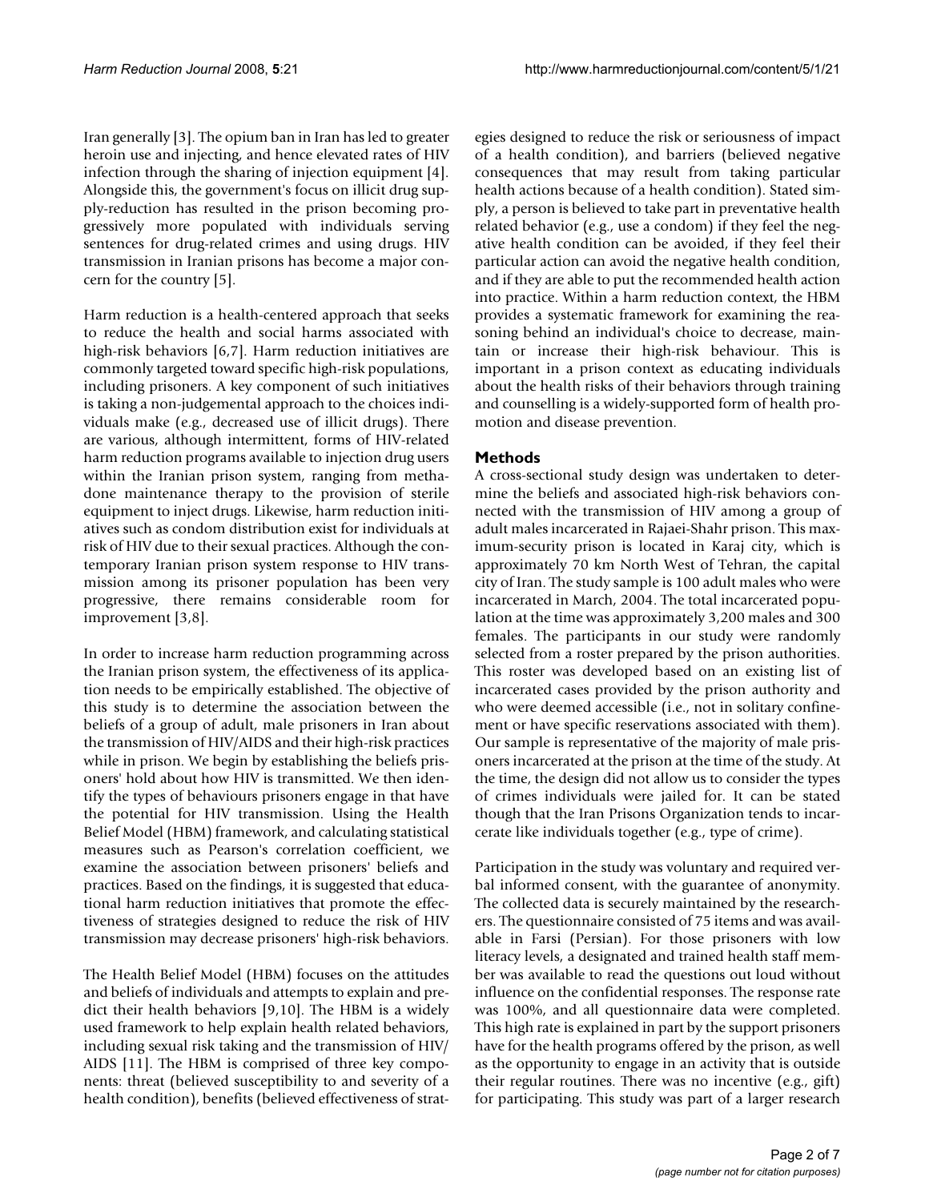Iran generally [3]. The opium ban in Iran has led to greater heroin use and injecting, and hence elevated rates of HIV infection through the sharing of injection equipment [4]. Alongside this, the government's focus on illicit drug supply-reduction has resulted in the prison becoming progressively more populated with individuals serving sentences for drug-related crimes and using drugs. HIV transmission in Iranian prisons has become a major concern for the country [5].

Harm reduction is a health-centered approach that seeks to reduce the health and social harms associated with high-risk behaviors [6,7]. Harm reduction initiatives are commonly targeted toward specific high-risk populations, including prisoners. A key component of such initiatives is taking a non-judgemental approach to the choices individuals make (e.g., decreased use of illicit drugs). There are various, although intermittent, forms of HIV-related harm reduction programs available to injection drug users within the Iranian prison system, ranging from methadone maintenance therapy to the provision of sterile equipment to inject drugs. Likewise, harm reduction initiatives such as condom distribution exist for individuals at risk of HIV due to their sexual practices. Although the contemporary Iranian prison system response to HIV transmission among its prisoner population has been very progressive, there remains considerable room for improvement [3,8].

In order to increase harm reduction programming across the Iranian prison system, the effectiveness of its application needs to be empirically established. The objective of this study is to determine the association between the beliefs of a group of adult, male prisoners in Iran about the transmission of HIV/AIDS and their high-risk practices while in prison. We begin by establishing the beliefs prisoners' hold about how HIV is transmitted. We then identify the types of behaviours prisoners engage in that have the potential for HIV transmission. Using the Health Belief Model (HBM) framework, and calculating statistical measures such as Pearson's correlation coefficient, we examine the association between prisoners' beliefs and practices. Based on the findings, it is suggested that educational harm reduction initiatives that promote the effectiveness of strategies designed to reduce the risk of HIV transmission may decrease prisoners' high-risk behaviors.

The Health Belief Model (HBM) focuses on the attitudes and beliefs of individuals and attempts to explain and predict their health behaviors [9,10]. The HBM is a widely used framework to help explain health related behaviors, including sexual risk taking and the transmission of HIV/AIDS [11]. The HBM is comprised of three key components: threat (believed susceptibility to and severity of a health condition), benefits (believed effectiveness of strategies designed to reduce the risk or seriousness of impact of a health condition), and barriers (believed negative consequences that may result from taking particular health actions because of a health condition). Stated simply, a person is believed to take part in preventative health related behavior (e.g., use a condom) if they feel the negative health condition can be avoided, if they feel their particular action can avoid the negative health condition, and if they are able to put the recommended health action into practice. Within a harm reduction context, the HBM provides a systematic framework for examining the reasoning behind an individual's choice to decrease, maintain or increase their high-risk behaviour. This is important in a prison context as educating individuals about the health risks of their behaviors through training and counselling is a widely-supported form of health promotion and disease prevention.

## Methods

A cross-sectional study design was undertaken to determine the beliefs and associated high-risk behaviors connected with the transmission of HIV among a group of adult males incarcerated in Rajaei-Shahr prison. This maximum-security prison is located in Karaj city, which is approximately 70 km North West of Tehran, the capital city of Iran. The study sample is 100 adult males who were incarcerated in March, 2004. The total incarcerated population at the time was approximately 3,200 males and 300 females. The participants in our study were randomly selected from a roster prepared by the prison authorities. This roster was developed based on an existing list of incarcerated cases provided by the prison authority and who were deemed accessible (i.e., not in solitary confinement or have specific reservations associated with them). Our sample is representative of the majority of male prisoners incarcerated at the prison at the time of the study. At the time, the design did not allow us to consider the types of crimes individuals were jailed for. It can be stated though that the Iran Prisons Organization tends to incarcerate like individuals together (e.g., type of crime).

Participation in the study was voluntary and required verbal informed consent, with the guarantee of anonymity. The collected data is securely maintained by the researchers. The questionnaire consisted of 75 items and was available in Farsi (Persian). For those prisoners with low literacy levels, a designated and trained health staff member was available to read the questions out loud without influence on the confidential responses. The response rate was 100%, and all questionnaire data were completed. This high rate is explained in part by the support prisoners have for the health programs offered by the prison, as well as the opportunity to engage in an activity that is outside their regular routines. There was no incentive (e.g., gift) for participating. This study was part of a larger research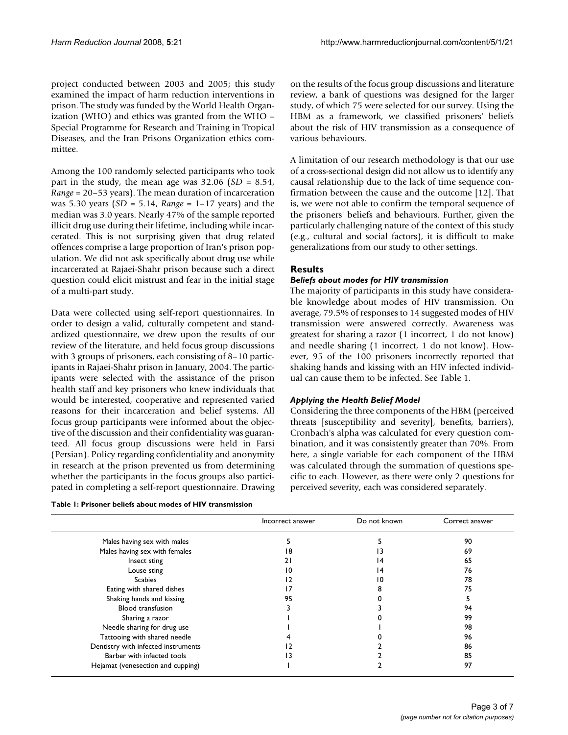project conducted between 2003 and 2005; this study examined the impact of harm reduction interventions in prison. The study was funded by the World Health Organization (WHO) and ethics was granted from the WHO – Special Programme for Research and Training in Tropical Diseases, and the Iran Prisons Organization ethics committee.

Among the 100 randomly selected participants who took part in the study, the mean age was 32.06 (*SD* = 8.54, *Range* = 20–53 years). The mean duration of incarceration was 5.30 years (*SD* = 5.14, *Range* = 1–17 years) and the median was 3.0 years. Nearly 47% of the sample reported illicit drug use during their lifetime, including while incarcerated. This is not surprising given that drug related offences comprise a large proportion of Iran's prison population. We did not ask specifically about drug use while incarcerated at Rajaei-Shahr prison because such a direct question could elicit mistrust and fear in the initial stage of a multi-part study.

Data were collected using self-report questionnaires. In order to design a valid, culturally competent and standardized questionnaire, we drew upon the results of our review of the literature, and held focus group discussions with 3 groups of prisoners, each consisting of 8–10 participants in Rajaei-Shahr prison in January, 2004. The participants were selected with the assistance of the prison health staff and key prisoners who knew individuals that would be interested, cooperative and represented varied reasons for their incarceration and belief systems. All focus group participants were informed about the objective of the discussion and their confidentiality was guaranteed. All focus group discussions were held in Farsi (Persian). Policy regarding confidentiality and anonymity in research at the prison prevented us from determining whether the participants in the focus groups also participated in completing a self-report questionnaire. Drawing on the results of the focus group discussions and literature review, a bank of questions was designed for the larger study, of which 75 were selected for our survey. Using the HBM as a framework, we classified prisoners' beliefs about the risk of HIV transmission as a consequence of various behaviours.

A limitation of our research methodology is that our use of a cross-sectional design did not allow us to identify any causal relationship due to the lack of time sequence confirmation between the cause and the outcome [12]. That is, we were not able to confirm the temporal sequence of the prisoners' beliefs and behaviours. Further, given the particularly challenging nature of the context of this study (e.g., cultural and social factors), it is difficult to make generalizations from our study to other settings.

## Results

### *Beliefs about modes for HIV transmission*

The majority of participants in this study have considerable knowledge about modes of HIV transmission. On average, 79.5% of responses to 14 suggested modes of HIV transmission were answered correctly. Awareness was greatest for sharing a razor (1 incorrect, 1 do not know) and needle sharing (1 incorrect, 1 do not know). However, 95 of the 100 prisoners incorrectly reported that shaking hands and kissing with an HIV infected individual can cause them to be infected. See Table 1.

### *Applying the Health Belief Model*

Considering the three components of the HBM (perceived threats [susceptibility and severity], benefits, barriers), Cronbach's alpha was calculated for every question combination, and it was consistently greater than 70%. From here, a single variable for each component of the HBM was calculated through the summation of questions specific to each. However, as there were only 2 questions for perceived severity, each was considered separately.

**Table 1: Prisoner beliefs about modes of HIV transmission**

| | Incorrect answer | Do not known | Correct answer |
|---|---|---|---|
| Males having sex with males | 5 | 5 | 90 |
| Males having sex with females | 18 | 13 | 69 |
| Insect sting | 21 | 14 | 65 |
| Louse sting | 10 | 14 | 76 |
| Scabies | 12 | 10 | 78 |
| Eating with shared dishes | 17 | 8 | 75 |
| Shaking hands and kissing | 95 | 0 | 5 |
| Blood transfusion | 3 | 3 | 94 |
| Sharing a razor | 1 | 0 | 99 |
| Needle sharing for drug use | 1 | 1 | 98 |
| Tattooing with shared needle | 4 | 0 | 96 |
| Dentistry with infected instruments | 12 | 2 | 86 |
| Barber with infected tools | 13 | 2 | 85 |
| Hejamat (venesection and cupping) | 1 | 2 | 97 |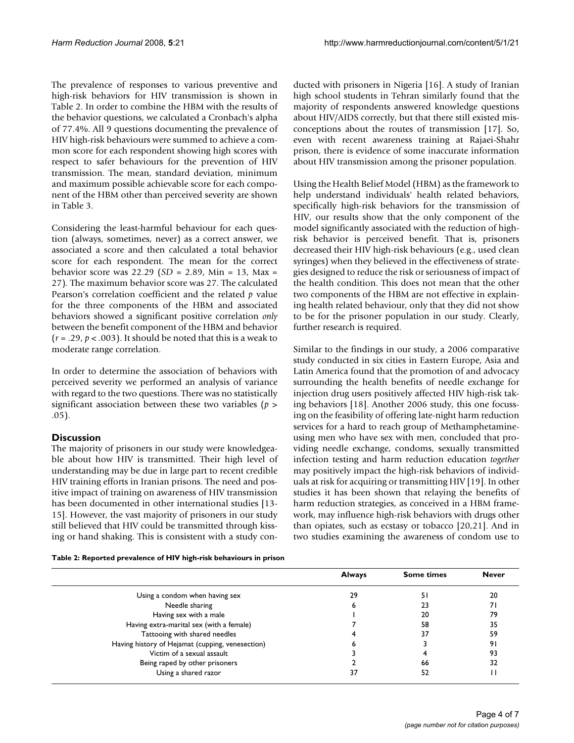The prevalence of responses to various preventive and high-risk behaviors for HIV transmission is shown in Table 2. In order to combine the HBM with the results of the behavior questions, we calculated a Cronbach's alpha of 77.4%. All 9 questions documenting the prevalence of HIV high-risk behaviours were summed to achieve a common score for each respondent showing high scores with respect to safer behaviours for the prevention of HIV transmission. The mean, standard deviation, minimum and maximum possible achievable score for each component of the HBM other than perceived severity are shown in Table 3.

Considering the least-harmful behaviour for each question (always, sometimes, never) as a correct answer, we associated a score and then calculated a total behavior score for each respondent. The mean for the correct behavior score was 22.29 (*SD* = 2.89, Min = 13, Max = 27). The maximum behavior score was 27. The calculated Pearson's correlation coefficient and the related *p* value for the three components of the HBM and associated behaviors showed a significant positive correlation *only* between the benefit component of the HBM and behavior ($r = .29$, $p < .003$). It should be noted that this is a weak to moderate range correlation.

In order to determine the association of behaviors with perceived severity we performed an analysis of variance with regard to the two questions. There was no statistically significant association between these two variables ($p > .05$).

## Discussion

The majority of prisoners in our study were knowledgeable about how HIV is transmitted. Their high level of understanding may be due in large part to recent credible HIV training efforts in Iranian prisons. The need and positive impact of training on awareness of HIV transmission has been documented in other international studies [13-15]. However, the vast majority of prisoners in our study still believed that HIV could be transmitted through kissing or hand shaking. This is consistent with a study conducted with prisoners in Nigeria [16]. A study of Iranian high school students in Tehran similarly found that the majority of respondents answered knowledge questions about HIV/AIDS correctly, but that there still existed misconceptions about the routes of transmission [17]. So, even with recent awareness training at Rajaei-Shahr prison, there is evidence of some inaccurate information about HIV transmission among the prisoner population.

Using the Health Belief Model (HBM) as the framework to help understand individuals' health related behaviors, specifically high-risk behaviors for the transmission of HIV, our results show that the only component of the model significantly associated with the reduction of high-risk behavior is perceived benefit. That is, prisoners decreased their HIV high-risk behaviours (e.g., used clean syringes) when they believed in the effectiveness of strategies designed to reduce the risk or seriousness of impact of the health condition. This does not mean that the other two components of the HBM are not effective in explaining health related behaviour, only that they did not show to be for the prisoner population in our study. Clearly, further research is required.

Similar to the findings in our study, a 2006 comparative study conducted in six cities in Eastern Europe, Asia and Latin America found that the promotion of and advocacy surrounding the health benefits of needle exchange for injection drug users positively affected HIV high-risk taking behaviors [18]. Another 2006 study, this one focussing on the feasibility of offering late-night harm reduction services for a hard to reach group of Methamphetamine-using men who have sex with men, concluded that providing needle exchange, condoms, sexually transmitted infection testing and harm reduction education *together* may positively impact the high-risk behaviors of individuals at risk for acquiring or transmitting HIV [19]. In other studies it has been shown that relaying the benefits of harm reduction strategies, as conceived in a HBM framework, may influence high-risk behaviors with drugs other than opiates, such as ecstasy or tobacco [20,21]. And in two studies examining the awareness of condom use to

**Table 2: Reported prevalence of HIV high-risk behaviours in prison**

| | Always | Some times | Never |
|---|---|---|---|
| Using a condom when having sex | 29 | 51 | 20 |
| Needle sharing | 6 | 23 | 71 |
| Having sex with a male | 1 | 20 | 79 |
| Having extra-marital sex (with a female) | 7 | 58 | 35 |
| Tattooing with shared needles | 4 | 37 | 59 |
| Having history of Hejamat (cupping, venesection) | 6 | 3 | 91 |
| Victim of a sexual assault | 3 | 4 | 93 |
| Being raped by other prisoners | 2 | 66 | 32 |
| Using a shared razor | 37 | 52 | 11 |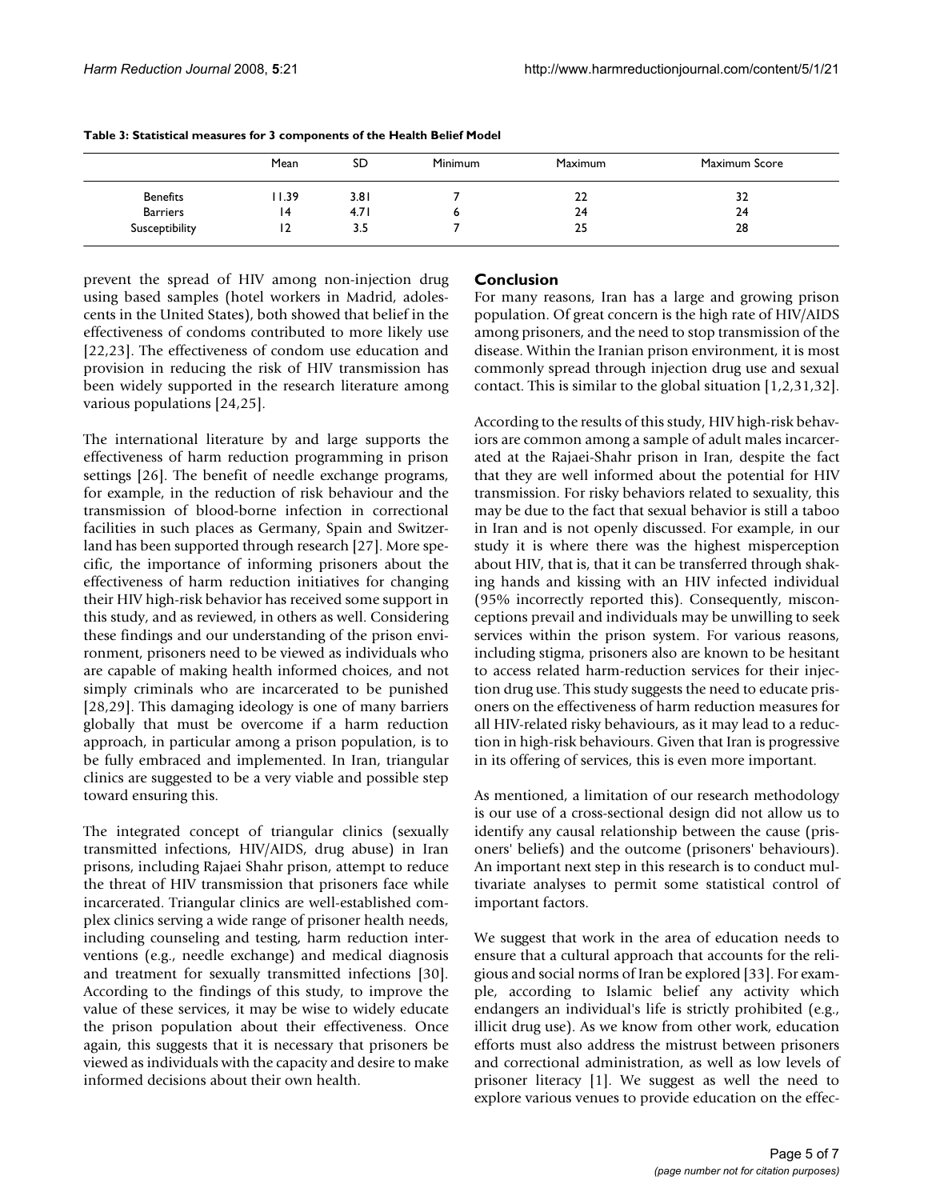**Table 3: Statistical measures for 3 components of the Health Belief Model**

| | Mean | SD | Minimum | Maximum | Maximum Score |
|---|---|---|---|---|---|
| Benefits | 11.39 | 3.81 | 7 | 22 | 32 |
| Barriers | 14 | 4.71 | 6 | 24 | 24 |
| Susceptibility | 12 | 3.5 | 7 | 25 | 28 |

prevent the spread of HIV among non-injection drug using based samples (hotel workers in Madrid, adolescents in the United States), both showed that belief in the effectiveness of condoms contributed to more likely use [22,23]. The effectiveness of condom use education and provision in reducing the risk of HIV transmission has been widely supported in the research literature among various populations [24,25].

The international literature by and large supports the effectiveness of harm reduction programming in prison settings [26]. The benefit of needle exchange programs, for example, in the reduction of risk behaviour and the transmission of blood-borne infection in correctional facilities in such places as Germany, Spain and Switzerland has been supported through research [27]. More specific, the importance of informing prisoners about the effectiveness of harm reduction initiatives for changing their HIV high-risk behavior has received some support in this study, and as reviewed, in others as well. Considering these findings and our understanding of the prison environment, prisoners need to be viewed as individuals who are capable of making health informed choices, and not simply criminals who are incarcerated to be punished [28,29]. This damaging ideology is one of many barriers globally that must be overcome if a harm reduction approach, in particular among a prison population, is to be fully embraced and implemented. In Iran, triangular clinics are suggested to be a very viable and possible step toward ensuring this.

The integrated concept of triangular clinics (sexually transmitted infections, HIV/AIDS, drug abuse) in Iran prisons, including Rajaei Shahr prison, attempt to reduce the threat of HIV transmission that prisoners face while incarcerated. Triangular clinics are well-established complex clinics serving a wide range of prisoner health needs, including counseling and testing, harm reduction interventions (e.g., needle exchange) and medical diagnosis and treatment for sexually transmitted infections [30]. According to the findings of this study, to improve the value of these services, it may be wise to widely educate the prison population about their effectiveness. Once again, this suggests that it is necessary that prisoners be viewed as individuals with the capacity and desire to make informed decisions about their own health.

## Conclusion

For many reasons, Iran has a large and growing prison population. Of great concern is the high rate of HIV/AIDS among prisoners, and the need to stop transmission of the disease. Within the Iranian prison environment, it is most commonly spread through injection drug use and sexual contact. This is similar to the global situation [1,2,31,32].

According to the results of this study, HIV high-risk behaviors are common among a sample of adult males incarcerated at the Rajaei-Shahr prison in Iran, despite the fact that they are well informed about the potential for HIV transmission. For risky behaviors related to sexuality, this may be due to the fact that sexual behavior is still a taboo in Iran and is not openly discussed. For example, in our study it is where there was the highest misperception about HIV, that is, that it can be transferred through shaking hands and kissing with an HIV infected individual (95% incorrectly reported this). Consequently, misconceptions prevail and individuals may be unwilling to seek services within the prison system. For various reasons, including stigma, prisoners also are known to be hesitant to access related harm-reduction services for their injection drug use. This study suggests the need to educate prisoners on the effectiveness of harm reduction measures for all HIV-related risky behaviours, as it may lead to a reduction in high-risk behaviours. Given that Iran is progressive in its offering of services, this is even more important.

As mentioned, a limitation of our research methodology is our use of a cross-sectional design did not allow us to identify any causal relationship between the cause (prisoners' beliefs) and the outcome (prisoners' behaviours). An important next step in this research is to conduct multivariate analyses to permit some statistical control of important factors.

We suggest that work in the area of education needs to ensure that a cultural approach that accounts for the religious and social norms of Iran be explored [33]. For example, according to Islamic belief any activity which endangers an individual's life is strictly prohibited (e.g., illicit drug use). As we know from other work, education efforts must also address the mistrust between prisoners and correctional administration, as well as low levels of prisoner literacy [1]. We suggest as well the need to explore various venues to provide education on the effec-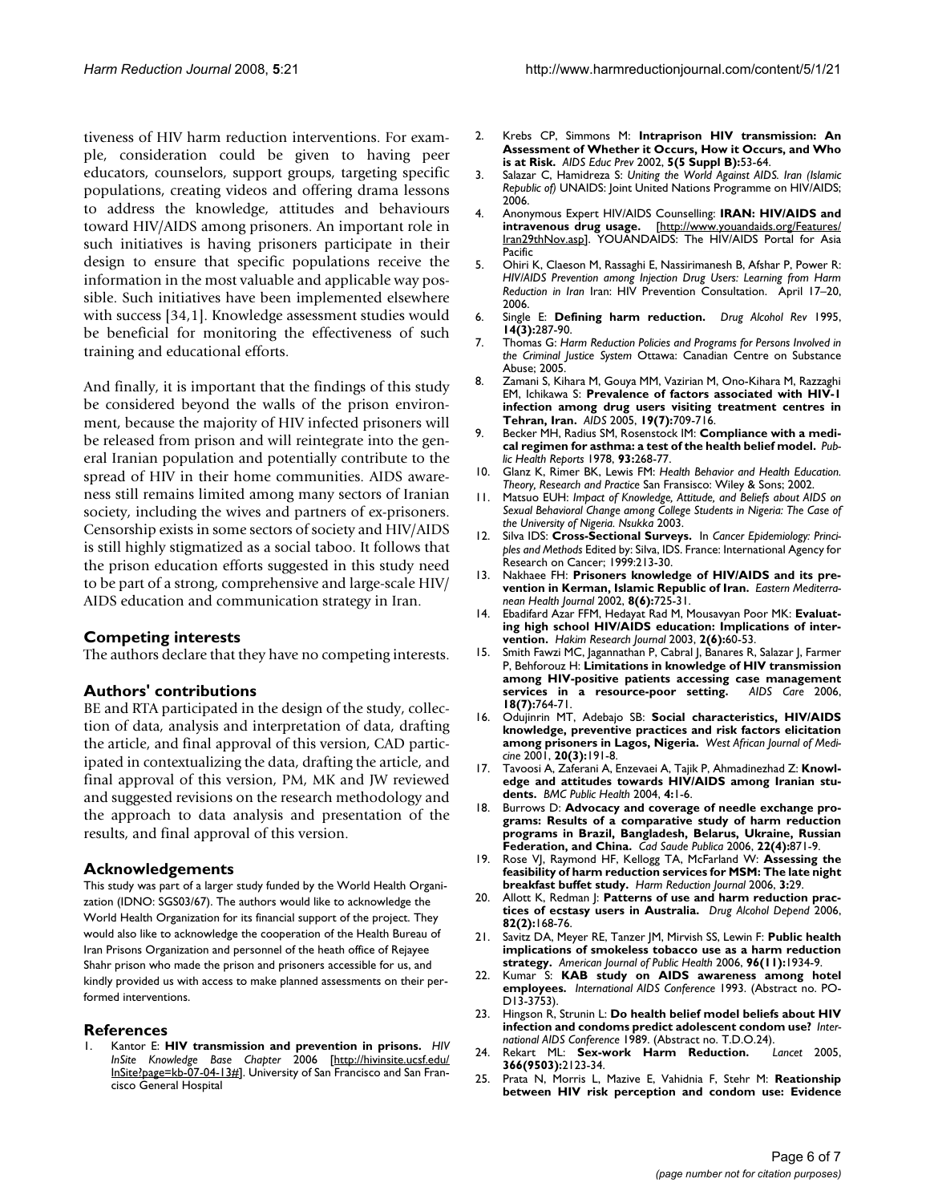tiveness of HIV harm reduction interventions. For example, consideration could be given to having peer educators, counselors, support groups, targeting specific populations, creating videos and offering drama lessons to address the knowledge, attitudes and behaviours toward HIV/AIDS among prisoners. An important role in such initiatives is having prisoners participate in their design to ensure that specific populations receive the information in the most valuable and applicable way possible. Such initiatives have been implemented elsewhere with success [34,1]. Knowledge assessment studies would be beneficial for monitoring the effectiveness of such training and educational efforts.

And finally, it is important that the findings of this study be considered beyond the walls of the prison environment, because the majority of HIV infected prisoners will be released from prison and will reintegrate into the general Iranian population and potentially contribute to the spread of HIV in their home communities. AIDS awareness still remains limited among many sectors of Iranian society, including the wives and partners of ex-prisoners. Censorship exists in some sectors of society and HIV/AIDS is still highly stigmatized as a social taboo. It follows that the prison education efforts suggested in this study need to be part of a strong, comprehensive and large-scale HIV/AIDS education and communication strategy in Iran.

## Competing interests

The authors declare that they have no competing interests.

## Authors' contributions

BE and RTA participated in the design of the study, collection of data, analysis and interpretation of data, drafting the article, and final approval of this version, CAD participated in contextualizing the data, drafting the article, and final approval of this version, PM, MK and JW reviewed and suggested revisions on the research methodology and the approach to data analysis and presentation of the results, and final approval of this version.

## Acknowledgements

This study was part of a larger study funded by the World Health Organization (IDNO: SGS03/67). The authors would like to acknowledge the World Health Organization for its financial support of the project. They would also like to acknowledge the cooperation of the Health Bureau of Iran Prisons Organization and personnel of the heath office of Rejayee Shahr prison who made the prison and prisoners accessible for us, and kindly provided us with access to make planned assessments on their performed interventions.

## References

1. Kantor E: **HIV transmission and prevention in prisons.** *HIV InSite Knowledge Base Chapter* 2006 [http://hivinsite.ucsf.edu/InSite?page=kb-07-04-13#]. University of San Francisco and San Francisco General Hospital
2. Krebs CP, Simmons M: **Intraprison HIV transmission: An Assessment of Whether it Occurs, How it Occurs, and Who is at Risk.** *AIDS Educ Prev* 2002, **5(5 Suppl B):**53-64.
3. Salazar C, Hamidreza S: *Uniting the World Against AIDS. Iran (Islamic Republic of)* UNAIDS: Joint United Nations Programme on HIV/AIDS; 2006.
4. Anonymous Expert HIV/AIDS Counselling: **IRAN: HIV/AIDS and intravenous drug usage.** [http://www.youandaids.org/Features/Iran29thNov.asp]. YOUANDAIDS: The HIV/AIDS Portal for Asia Pacific
5. Ohiri K, Claeson M, Rassaghi E, Nassirimanesh B, Afshar P, Power R: *HIV/AIDS Prevention among Injection Drug Users: Learning from Harm Reduction in Iran* Iran: HIV Prevention Consultation. April 17–20, 2006.
6. Single E: **Defining harm reduction.** *Drug Alcohol Rev* 1995, **14(3):**287-90.
7. Thomas G: *Harm Reduction Policies and Programs for Persons Involved in the Criminal Justice System* Ottawa: Canadian Centre on Substance Abuse; 2005.
8. Zamani S, Kihara M, Gouya MM, Vazirian M, Ono-Kihara M, Razzaghi EM, Ichikawa S: **Prevalence of factors associated with HIV-1 infection among drug users visiting treatment centres in Tehran, Iran.** *AIDS* 2005, **19(7):**709-716.
9. Becker MH, Radius SM, Rosenstock IM: **Compliance with a medical regimen for asthma: a test of the health belief model.** *Public Health Reports* 1978, **93:**268-77.
10. Glanz K, Rimer BK, Lewis FM: *Health Behavior and Health Education. Theory, Research and Practice* San Fransisco: Wiley & Sons; 2002.
11. Matsuo EUH: *Impact of Knowledge, Attitude, and Beliefs about AIDS on Sexual Behavioral Change among College Students in Nigeria: The Case of the University of Nigeria. Nsukka* 2003.
12. Silva IDS: **Cross-Sectional Surveys.** In *Cancer Epidemiology: Principles and Methods* Edited by: Silva, IDS. France: International Agency for Research on Cancer; 1999:213-30.
13. Nakhaee FH: **Prisoners knowledge of HIV/AIDS and its prevention in Kerman, Islamic Republic of Iran.** *Eastern Mediterranean Health Journal* 2002, **8(6):**725-31.
14. Ebadifard Azar FFM, Hedayat Rad M, Mousavyan Poor MK: **Evaluating high school HIV/AIDS education: Implications of intervention.** *Hakim Research Journal* 2003, **2(6):**60-53.
15. Smith Fawzi MC, Jagannathan P, Cabral J, Banares R, Salazar J, Farmer P, Behforouz H: **Limitations in knowledge of HIV transmission among HIV-positive patients accessing case management services in a resource-poor setting.** *AIDS Care* 2006, **18(7):**764-71.
16. Odujinrin MT, Adebajo SB: **Social characteristics, HIV/AIDS knowledge, preventive practices and risk factors elicitation among prisoners in Lagos, Nigeria.** *West African Journal of Medicine* 2001, **20(3):**191-8.
17. Tavoosi A, Zaferani A, Enzevaei A, Tajik P, Ahmadinezhad Z: **Knowledge and attitudes towards HIV/AIDS among Iranian students.** *BMC Public Health* 2004, **4:**1-6.
18. Burrows D: **Advocacy and coverage of needle exchange programs: Results of a comparative study of harm reduction programs in Brazil, Bangladesh, Belarus, Ukraine, Russian Federation, and China.** *Cad Saude Publica* 2006, **22(4):**871-9.
19. Rose VJ, Raymond HF, Kellogg TA, McFarland W: **Assessing the feasibility of harm reduction services for MSM: The late night breakfast buffet study.** *Harm Reduction Journal* 2006, **3:**29.
20. Allott K, Redman J: **Patterns of use and harm reduction practices of ecstasy users in Australia.** *Drug Alcohol Depend* 2006, **82(2):**168-76.
21. Savitz DA, Meyer RE, Tanzer JM, Mirvish SS, Lewin F: **Public health implications of smokeless tobacco use as a harm reduction strategy.** *American Journal of Public Health* 2006, **96(11):**1934-9.
22. Kumar S: **KAB study on AIDS awareness among hotel employees.** *International AIDS Conference* 1993. (Abstract no. PO-D13-3753).
23. Hingson R, Strunin L: **Do health belief model beliefs about HIV infection and condoms predict adolescent condom use?** *International AIDS Conference* 1989. (Abstract no. T.D.O.24).
24. Rekart ML: **Sex-work Harm Reduction.** *Lancet* 2005, **366(9503):**2123-34.
25. Prata N, Morris L, Mazive E, Vahidnia F, Stehr M: **Reationship between HIV risk perception and condom use: Evidence**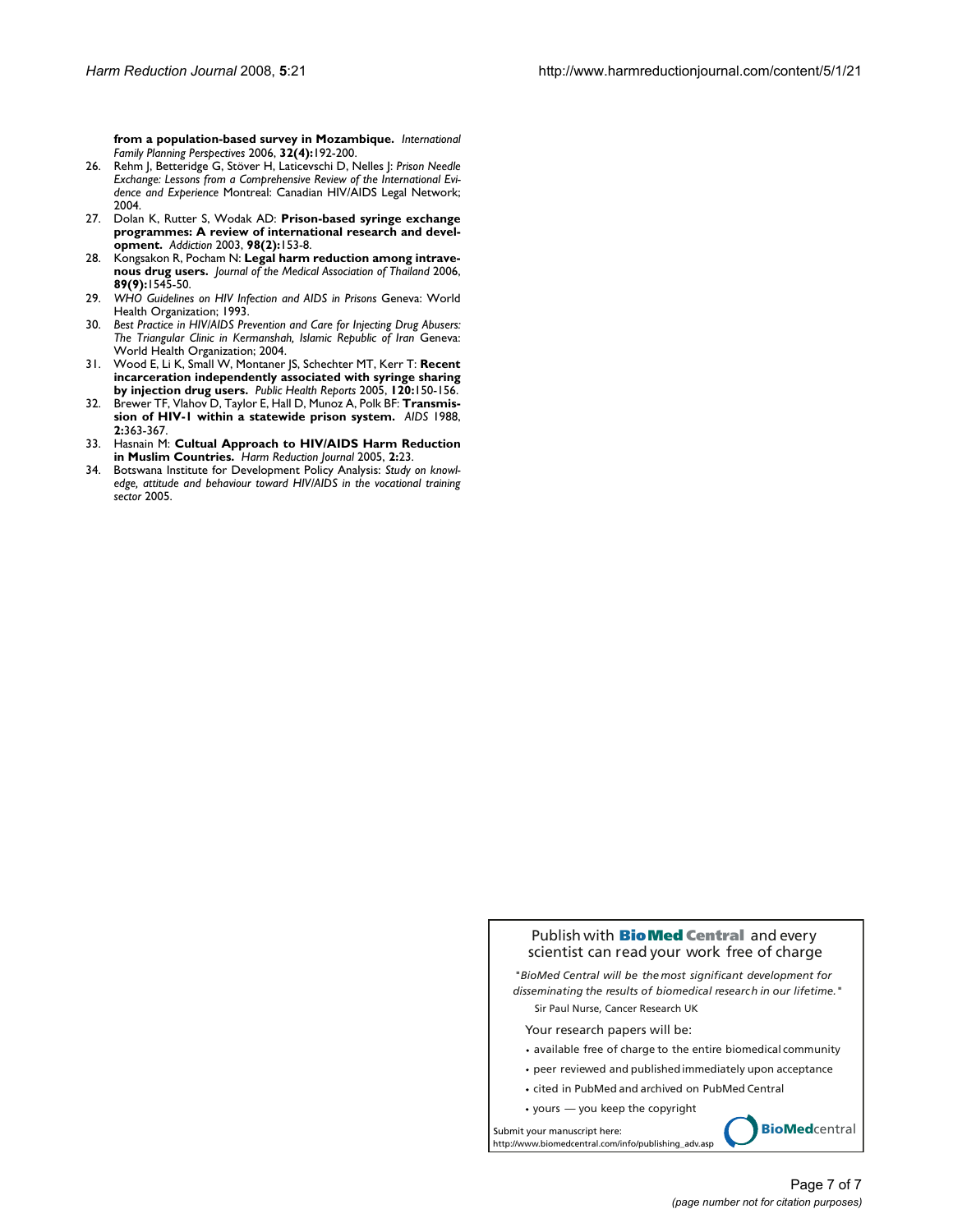from a population-based survey in Mozambique. *International Family Planning Perspectives* 2006, **32(4):**192-200.

26. Rehm J, Betteridge G, Stöver H, Laticevschi D, Nelles J: *Prison Needle Exchange: Lessons from a Comprehensive Review of the International Evidence and Experience* Montreal: Canadian HIV/AIDS Legal Network; 2004.
27. Dolan K, Rutter S, Wodak AD: **Prison-based syringe exchange programmes: A review of international research and development.** *Addiction* 2003, **98(2):**153-8.
28. Kongsakon R, Pocham N: **Legal harm reduction among intravenous drug users.** *Journal of the Medical Association of Thailand* 2006, **89(9):**1545-50.
29. *WHO Guidelines on HIV Infection and AIDS in Prisons* Geneva: World Health Organization; 1993.
30. *Best Practice in HIV/AIDS Prevention and Care for Injecting Drug Abusers: The Triangular Clinic in Kermanshah, Islamic Republic of Iran* Geneva: World Health Organization; 2004.
31. Wood E, Li K, Small W, Montaner JS, Schechter MT, Kerr T: **Recent incarceration independently associated with syringe sharing by injection drug users.** *Public Health Reports* 2005, **120:**150-156.
32. Brewer TF, Vlahov D, Taylor E, Hall D, Munoz A, Polk BF: **Transmission of HIV-1 within a statewide prison system.** *AIDS* 1988, **2:**363-367.
33. Hasnain M: **Cultual Approach to HIV/AIDS Harm Reduction in Muslim Countries.** *Harm Reduction Journal* 2005, **2:**23.
34. Botswana Institute for Development Policy Analysis: *Study on knowledge, attitude and behaviour toward HIV/AIDS in the vocational training sector* 2005.

Publish with **BioMed Central** and every scientist can read your work free of charge

*"BioMed Central will be the most significant development for disseminating the results of biomedical research in our lifetime."*

Sir Paul Nurse, Cancer Research UK

Your research papers will be:

- available free of charge to the entire biomedical community
- peer reviewed and published immediately upon acceptance
- cited in PubMed and archived on PubMed Central
- yours — you keep the copyright

Submit your manuscript here:
http://www.biomedcentral.com/info/publishing_adv.asp

**BioMed**central